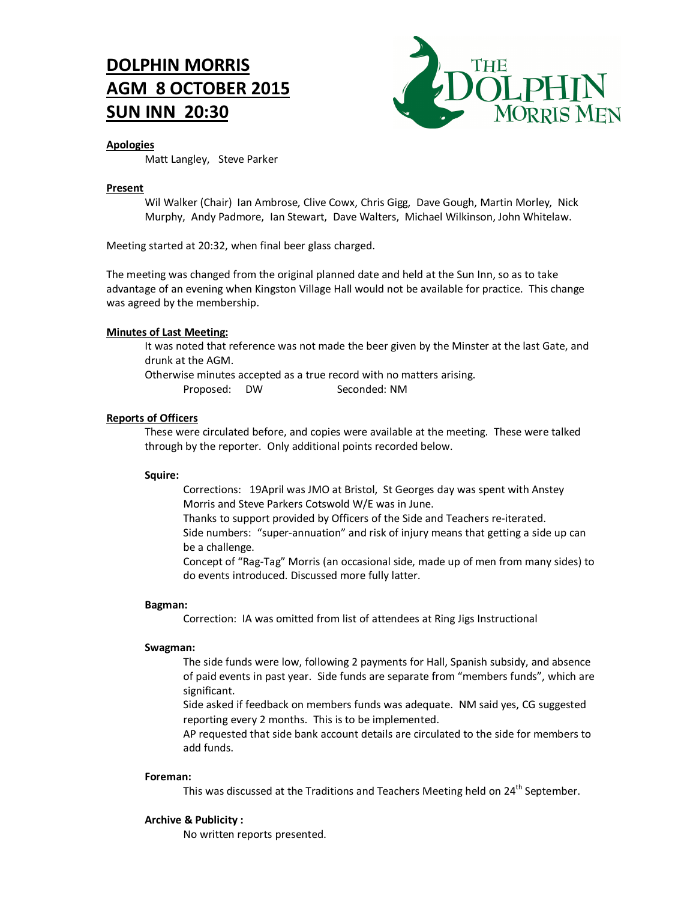# DOLPHIN MORRIS
# AGM 8 OCTOBER 2015
# SUN INN 20:30

THE DOLPHIN MORRIS MEN

**Apologies**

Matt Langley, Steve Parker

**Present**

Wil Walker (Chair) Ian Ambrose, Clive Cowx, Chris Gigg, Dave Gough, Martin Morley, Nick Murphy, Andy Padmore, Ian Stewart, Dave Walters, Michael Wilkinson, John Whitelaw.

Meeting started at 20:32, when final beer glass charged.

The meeting was changed from the original planned date and held at the Sun Inn, so as to take advantage of an evening when Kingston Village Hall would not be available for practice. This change was agreed by the membership.

**Minutes of Last Meeting:**

It was noted that reference was not made the beer given by the Minster at the last Gate, and drunk at the AGM.

Otherwise minutes accepted as a true record with no matters arising.

Proposed: DW Seconded: NM

**Reports of Officers**

These were circulated before, and copies were available at the meeting. These were talked through by the reporter. Only additional points recorded below.

**Squire:**

Corrections: 19April was JMO at Bristol, St Georges day was spent with Anstey Morris and Steve Parkers Cotswold W/E was in June.

Thanks to support provided by Officers of the Side and Teachers re-iterated.

Side numbers: "super-annuation" and risk of injury means that getting a side up can be a challenge.

Concept of "Rag-Tag" Morris (an occasional side, made up of men from many sides) to do events introduced. Discussed more fully latter.

**Bagman:**

Correction: IA was omitted from list of attendees at Ring Jigs Instructional

**Swagman:**

The side funds were low, following 2 payments for Hall, Spanish subsidy, and absence of paid events in past year. Side funds are separate from "members funds", which are significant.

Side asked if feedback on members funds was adequate. NM said yes, CG suggested reporting every 2 months. This is to be implemented.

AP requested that side bank account details are circulated to the side for members to add funds.

**Foreman:**

This was discussed at the Traditions and Teachers Meeting held on 24th September.

**Archive & Publicity :**

No written reports presented.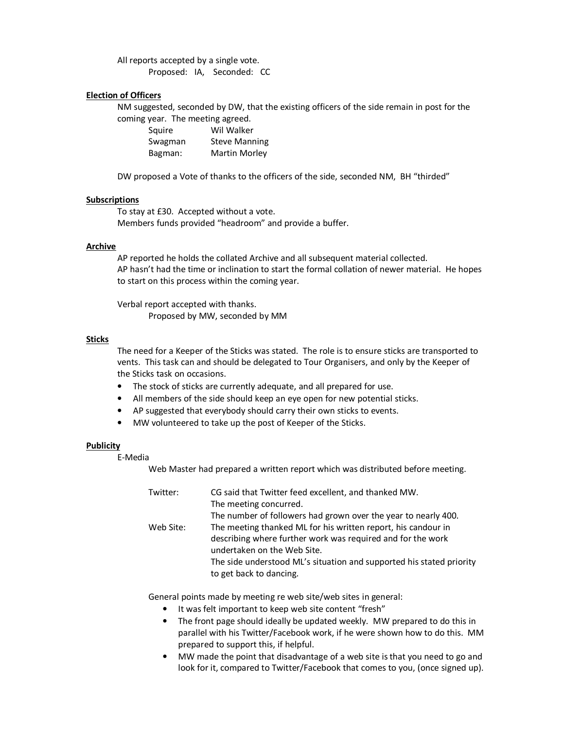All reports accepted by a single vote.

Proposed: IA, Seconded: CC

**Election of Officers**

NM suggested, seconded by DW, that the existing officers of the side remain in post for the coming year. The meeting agreed.

| | |
|---|---|
| Squire | Wil Walker |
| Swagman | Steve Manning |
| Bagman: | Martin Morley |

DW proposed a Vote of thanks to the officers of the side, seconded NM, BH "thirded"

**Subscriptions**

To stay at £30. Accepted without a vote.

Members funds provided "headroom" and provide a buffer.

**Archive**

AP reported he holds the collated Archive and all subsequent material collected.

AP hasn't had the time or inclination to start the formal collation of newer material. He hopes to start on this process within the coming year.

Verbal report accepted with thanks.

Proposed by MW, seconded by MM

**Sticks**

The need for a Keeper of the Sticks was stated. The role is to ensure sticks are transported to vents. This task can and should be delegated to Tour Organisers, and only by the Keeper of the Sticks task on occasions.

- The stock of sticks are currently adequate, and all prepared for use.
- All members of the side should keep an eye open for new potential sticks.
- AP suggested that everybody should carry their own sticks to events.
- MW volunteered to take up the post of Keeper of the Sticks.

**Publicity**

E-Media

Web Master had prepared a written report which was distributed before meeting.

| | |
|---|---|
| Twitter: | CG said that Twitter feed excellent, and thanked MW.<br>The meeting concurred.<br>The number of followers had grown over the year to nearly 400. |
| Web Site: | The meeting thanked ML for his written report, his candour in describing where further work was required and for the work undertaken on the Web Site.<br>The side understood ML's situation and supported his stated priority to get back to dancing. |

General points made by meeting re web site/web sites in general:

- It was felt important to keep web site content "fresh"
- The front page should ideally be updated weekly. MW prepared to do this in parallel with his Twitter/Facebook work, if he were shown how to do this. MM prepared to support this, if helpful.
- MW made the point that disadvantage of a web site is that you need to go and look for it, compared to Twitter/Facebook that comes to you, (once signed up).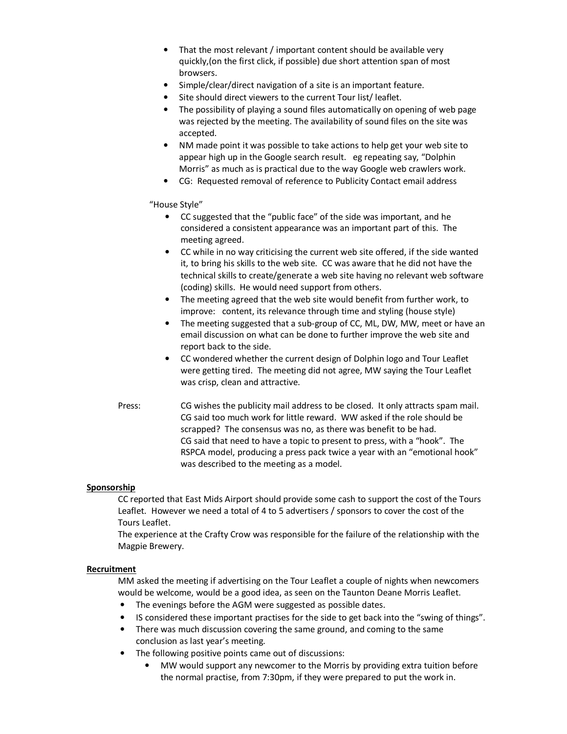- That the most relevant / important content should be available very quickly,(on the first click, if possible) due short attention span of most browsers.
- Simple/clear/direct navigation of a site is an important feature.
- Site should direct viewers to the current Tour list/ leaflet.
- The possibility of playing a sound files automatically on opening of web page was rejected by the meeting. The availability of sound files on the site was accepted.
- NM made point it was possible to take actions to help get your web site to appear high up in the Google search result. eg repeating say, "Dolphin Morris" as much as is practical due to the way Google web crawlers work.
- CG: Requested removal of reference to Publicity Contact email address

"House Style"

- CC suggested that the "public face" of the side was important, and he considered a consistent appearance was an important part of this. The meeting agreed.
- CC while in no way criticising the current web site offered, if the side wanted it, to bring his skills to the web site. CC was aware that he did not have the technical skills to create/generate a web site having no relevant web software (coding) skills. He would need support from others.
- The meeting agreed that the web site would benefit from further work, to improve: content, its relevance through time and styling (house style)
- The meeting suggested that a sub-group of CC, ML, DW, MW, meet or have an email discussion on what can be done to further improve the web site and report back to the side.
- CC wondered whether the current design of Dolphin logo and Tour Leaflet were getting tired. The meeting did not agree, MW saying the Tour Leaflet was crisp, clean and attractive.

Press: CG wishes the publicity mail address to be closed. It only attracts spam mail. CG said too much work for little reward. WW asked if the role should be scrapped? The consensus was no, as there was benefit to be had. CG said that need to have a topic to present to press, with a "hook". The RSPCA model, producing a press pack twice a year with an "emotional hook" was described to the meeting as a model.

**Sponsorship**

CC reported that East Mids Airport should provide some cash to support the cost of the Tours Leaflet. However we need a total of 4 to 5 advertisers / sponsors to cover the cost of the Tours Leaflet.

The experience at the Crafty Crow was responsible for the failure of the relationship with the Magpie Brewery.

**Recruitment**

MM asked the meeting if advertising on the Tour Leaflet a couple of nights when newcomers would be welcome, would be a good idea, as seen on the Taunton Deane Morris Leaflet.

- The evenings before the AGM were suggested as possible dates.
- IS considered these important practises for the side to get back into the "swing of things".
- There was much discussion covering the same ground, and coming to the same conclusion as last year's meeting.
- The following positive points came out of discussions:
  - MW would support any newcomer to the Morris by providing extra tuition before the normal practise, from 7:30pm, if they were prepared to put the work in.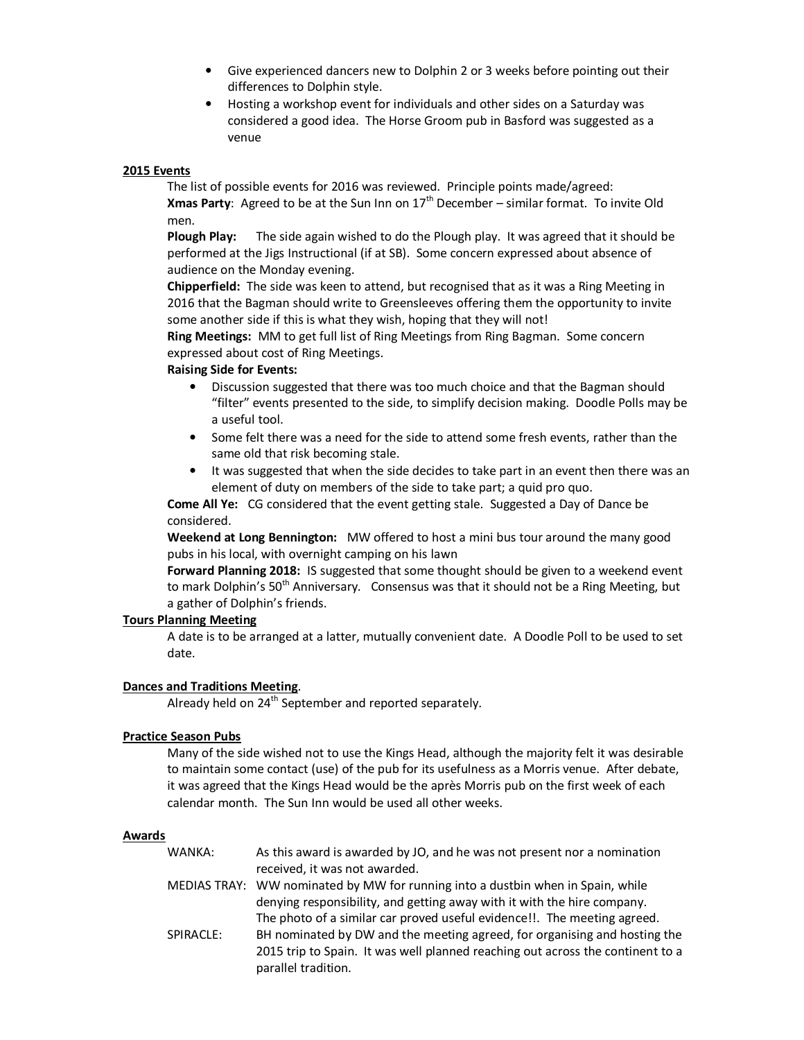- Give experienced dancers new to Dolphin 2 or 3 weeks before pointing out their differences to Dolphin style.
- Hosting a workshop event for individuals and other sides on a Saturday was considered a good idea. The Horse Groom pub in Basford was suggested as a venue

**2015 Events**

The list of possible events for 2016 was reviewed. Principle points made/agreed:

**Xmas Party**: Agreed to be at the Sun Inn on 17th December – similar format. To invite Old men.

**Plough Play:** The side again wished to do the Plough play. It was agreed that it should be performed at the Jigs Instructional (if at SB). Some concern expressed about absence of audience on the Monday evening.

**Chipperfield:** The side was keen to attend, but recognised that as it was a Ring Meeting in 2016 that the Bagman should write to Greensleeves offering them the opportunity to invite some another side if this is what they wish, hoping that they will not!

**Ring Meetings:** MM to get full list of Ring Meetings from Ring Bagman. Some concern expressed about cost of Ring Meetings.

**Raising Side for Events:**

- Discussion suggested that there was too much choice and that the Bagman should "filter" events presented to the side, to simplify decision making. Doodle Polls may be a useful tool.
- Some felt there was a need for the side to attend some fresh events, rather than the same old that risk becoming stale.
- It was suggested that when the side decides to take part in an event then there was an element of duty on members of the side to take part; a quid pro quo.

**Come All Ye:** CG considered that the event getting stale. Suggested a Day of Dance be considered.

**Weekend at Long Bennington:** MW offered to host a mini bus tour around the many good pubs in his local, with overnight camping on his lawn

**Forward Planning 2018:** IS suggested that some thought should be given to a weekend event to mark Dolphin's 50th Anniversary. Consensus was that it should not be a Ring Meeting, but a gather of Dolphin's friends.

**Tours Planning Meeting**

A date is to be arranged at a latter, mutually convenient date. A Doodle Poll to be used to set date.

**Dances and Traditions Meeting**.

Already held on 24th September and reported separately.

**Practice Season Pubs**

Many of the side wished not to use the Kings Head, although the majority felt it was desirable to maintain some contact (use) of the pub for its usefulness as a Morris venue. After debate, it was agreed that the Kings Head would be the après Morris pub on the first week of each calendar month. The Sun Inn would be used all other weeks.

**Awards**

WANKA: As this award is awarded by JO, and he was not present nor a nomination received, it was not awarded.

MEDIAS TRAY: WW nominated by MW for running into a dustbin when in Spain, while denying responsibility, and getting away with it with the hire company. The photo of a similar car proved useful evidence!!. The meeting agreed.

SPIRACLE: BH nominated by DW and the meeting agreed, for organising and hosting the 2015 trip to Spain. It was well planned reaching out across the continent to a parallel tradition.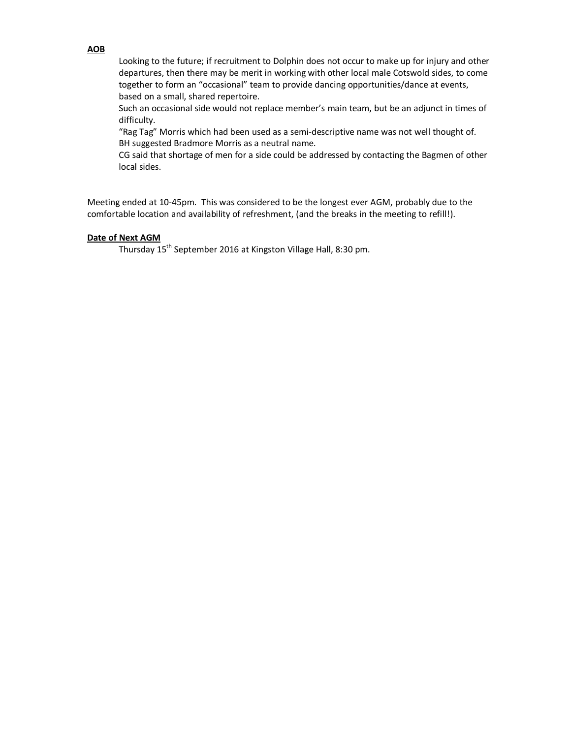**AOB**

Looking to the future; if recruitment to Dolphin does not occur to make up for injury and other departures, then there may be merit in working with other local male Cotswold sides, to come together to form an "occasional" team to provide dancing opportunities/dance at events, based on a small, shared repertoire.

Such an occasional side would not replace member's main team, but be an adjunct in times of difficulty.

"Rag Tag" Morris which had been used as a semi-descriptive name was not well thought of.

BH suggested Bradmore Morris as a neutral name.

CG said that shortage of men for a side could be addressed by contacting the Bagmen of other local sides.

Meeting ended at 10-45pm. This was considered to be the longest ever AGM, probably due to the comfortable location and availability of refreshment, (and the breaks in the meeting to refill!).

**Date of Next AGM**

Thursday 15th September 2016 at Kingston Village Hall, 8:30 pm.